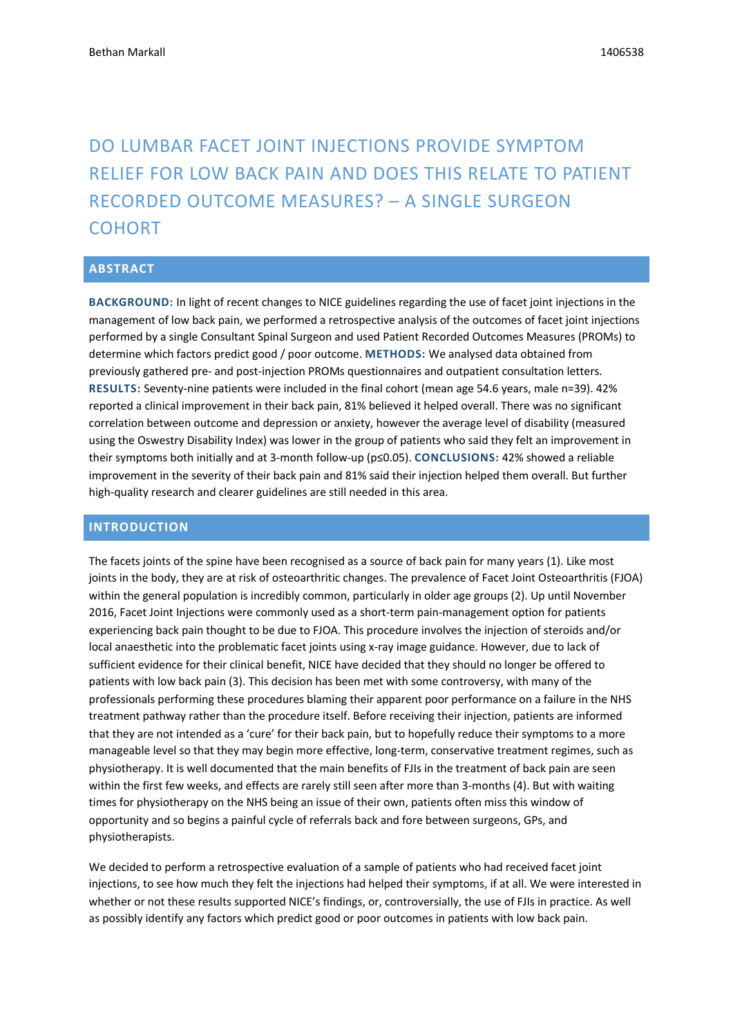# DO LUMBAR FACET JOINT INJECTIONS PROVIDE SYMPTOM RELIEF FOR LOW BACK PAIN AND DOES THIS RELATE TO PATIENT RECORDED OUTCOME MEASURES? – A SINGLE SURGEON COHORT

## ABSTRACT

**BACKGROUND:** In light of recent changes to NICE guidelines regarding the use of facet joint injections in the management of low back pain, we performed a retrospective analysis of the outcomes of facet joint injections performed by a single Consultant Spinal Surgeon and used Patient Recorded Outcomes Measures (PROMs) to determine which factors predict good / poor outcome. **METHODS:** We analysed data obtained from previously gathered pre- and post-injection PROMs questionnaires and outpatient consultation letters. **RESULTS:** Seventy-nine patients were included in the final cohort (mean age 54.6 years, male n=39). 42% reported a clinical improvement in their back pain, 81% believed it helped overall. There was no significant correlation between outcome and depression or anxiety, however the average level of disability (measured using the Oswestry Disability Index) was lower in the group of patients who said they felt an improvement in their symptoms both initially and at 3-month follow-up ($p \leq 0.05$). **CONCLUSIONS:** 42% showed a reliable improvement in the severity of their back pain and 81% said their injection helped them overall. But further high-quality research and clearer guidelines are still needed in this area.

## INTRODUCTION

The facets joints of the spine have been recognised as a source of back pain for many years (1). Like most joints in the body, they are at risk of osteoarthritic changes. The prevalence of Facet Joint Osteoarthritis (FJOA) within the general population is incredibly common, particularly in older age groups (2). Up until November 2016, Facet Joint Injections were commonly used as a short-term pain-management option for patients experiencing back pain thought to be due to FJOA. This procedure involves the injection of steroids and/or local anaesthetic into the problematic facet joints using x-ray image guidance. However, due to lack of sufficient evidence for their clinical benefit, NICE have decided that they should no longer be offered to patients with low back pain (3). This decision has been met with some controversy, with many of the professionals performing these procedures blaming their apparent poor performance on a failure in the NHS treatment pathway rather than the procedure itself. Before receiving their injection, patients are informed that they are not intended as a 'cure' for their back pain, but to hopefully reduce their symptoms to a more manageable level so that they may begin more effective, long-term, conservative treatment regimes, such as physiotherapy. It is well documented that the main benefits of FJIs in the treatment of back pain are seen within the first few weeks, and effects are rarely still seen after more than 3-months (4). But with waiting times for physiotherapy on the NHS being an issue of their own, patients often miss this window of opportunity and so begins a painful cycle of referrals back and fore between surgeons, GPs, and physiotherapists.

We decided to perform a retrospective evaluation of a sample of patients who had received facet joint injections, to see how much they felt the injections had helped their symptoms, if at all. We were interested in whether or not these results supported NICE's findings, or, controversially, the use of FJIs in practice. As well as possibly identify any factors which predict good or poor outcomes in patients with low back pain.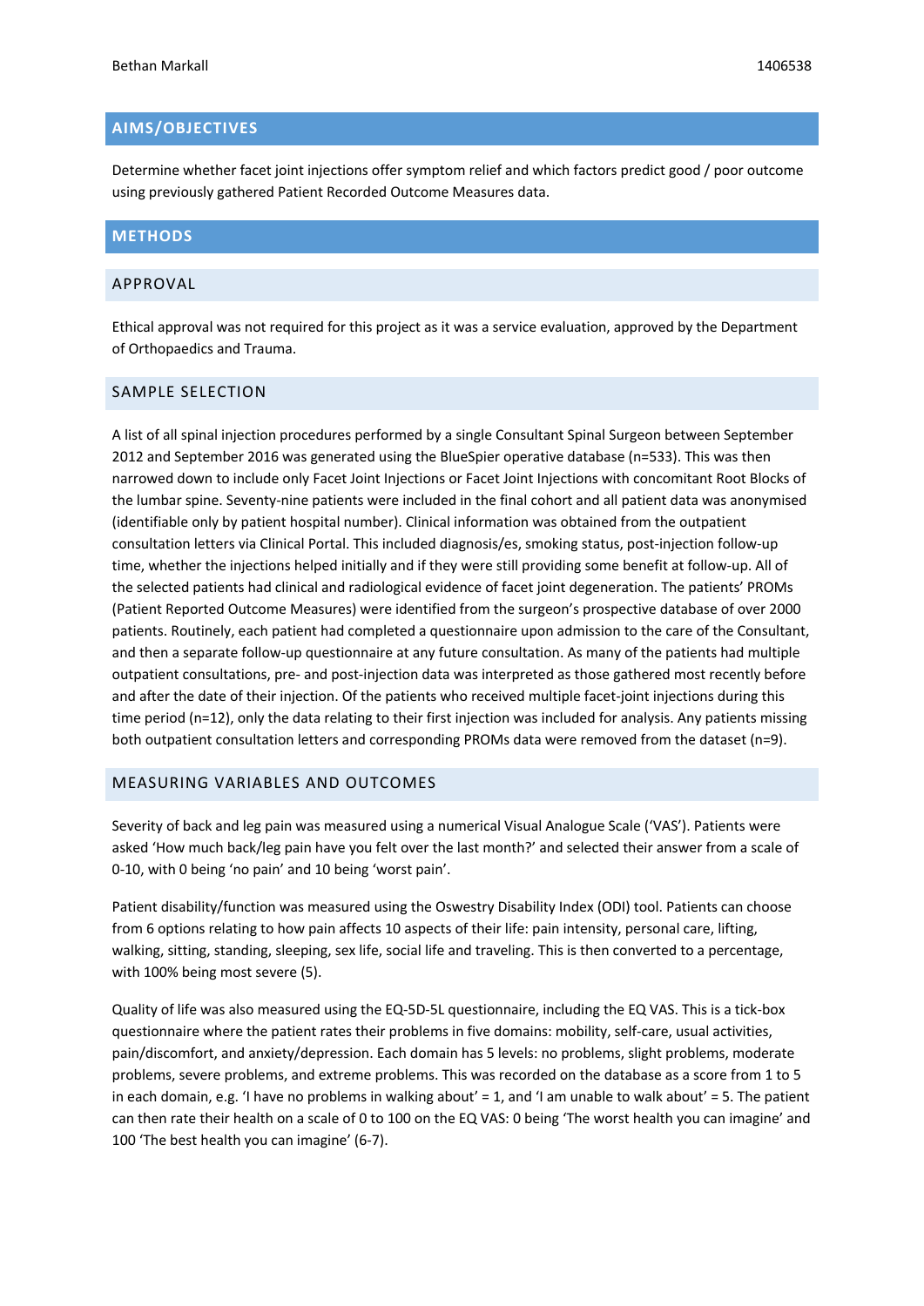## AIMS/OBJECTIVES

Determine whether facet joint injections offer symptom relief and which factors predict good / poor outcome using previously gathered Patient Recorded Outcome Measures data.

## METHODS

### APPROVAL

Ethical approval was not required for this project as it was a service evaluation, approved by the Department of Orthopaedics and Trauma.

### SAMPLE SELECTION

A list of all spinal injection procedures performed by a single Consultant Spinal Surgeon between September 2012 and September 2016 was generated using the BlueSpier operative database (n=533). This was then narrowed down to include only Facet Joint Injections or Facet Joint Injections with concomitant Root Blocks of the lumbar spine. Seventy-nine patients were included in the final cohort and all patient data was anonymised (identifiable only by patient hospital number). Clinical information was obtained from the outpatient consultation letters via Clinical Portal. This included diagnosis/es, smoking status, post-injection follow-up time, whether the injections helped initially and if they were still providing some benefit at follow-up. All of the selected patients had clinical and radiological evidence of facet joint degeneration. The patients' PROMs (Patient Reported Outcome Measures) were identified from the surgeon's prospective database of over 2000 patients. Routinely, each patient had completed a questionnaire upon admission to the care of the Consultant, and then a separate follow-up questionnaire at any future consultation. As many of the patients had multiple outpatient consultations, pre- and post-injection data was interpreted as those gathered most recently before and after the date of their injection. Of the patients who received multiple facet-joint injections during this time period (n=12), only the data relating to their first injection was included for analysis. Any patients missing both outpatient consultation letters and corresponding PROMs data were removed from the dataset (n=9).

### MEASURING VARIABLES AND OUTCOMES

Severity of back and leg pain was measured using a numerical Visual Analogue Scale ('VAS'). Patients were asked 'How much back/leg pain have you felt over the last month?' and selected their answer from a scale of 0-10, with 0 being 'no pain' and 10 being 'worst pain'.

Patient disability/function was measured using the Oswestry Disability Index (ODI) tool. Patients can choose from 6 options relating to how pain affects 10 aspects of their life: pain intensity, personal care, lifting, walking, sitting, standing, sleeping, sex life, social life and traveling. This is then converted to a percentage, with 100% being most severe (5).

Quality of life was also measured using the EQ-5D-5L questionnaire, including the EQ VAS. This is a tick-box questionnaire where the patient rates their problems in five domains: mobility, self-care, usual activities, pain/discomfort, and anxiety/depression. Each domain has 5 levels: no problems, slight problems, moderate problems, severe problems, and extreme problems. This was recorded on the database as a score from 1 to 5 in each domain, e.g. 'I have no problems in walking about' = 1, and 'I am unable to walk about' = 5. The patient can then rate their health on a scale of 0 to 100 on the EQ VAS: 0 being 'The worst health you can imagine' and 100 'The best health you can imagine' (6-7).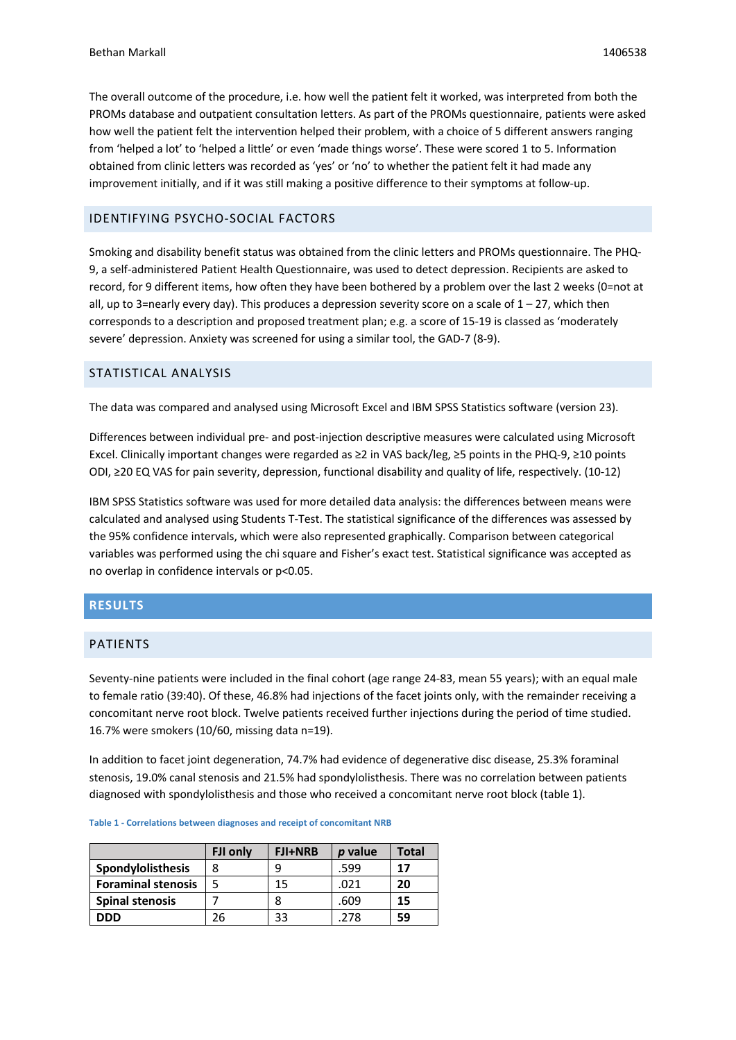The overall outcome of the procedure, i.e. how well the patient felt it worked, was interpreted from both the PROMs database and outpatient consultation letters. As part of the PROMs questionnaire, patients were asked how well the patient felt the intervention helped their problem, with a choice of 5 different answers ranging from 'helped a lot' to 'helped a little' or even 'made things worse'. These were scored 1 to 5. Information obtained from clinic letters was recorded as 'yes' or 'no' to whether the patient felt it had made any improvement initially, and if it was still making a positive difference to their symptoms at follow-up.

## IDENTIFYING PSYCHO-SOCIAL FACTORS

Smoking and disability benefit status was obtained from the clinic letters and PROMs questionnaire. The PHQ-9, a self-administered Patient Health Questionnaire, was used to detect depression. Recipients are asked to record, for 9 different items, how often they have been bothered by a problem over the last 2 weeks (0=not at all, up to 3=nearly every day). This produces a depression severity score on a scale of 1 – 27, which then corresponds to a description and proposed treatment plan; e.g. a score of 15-19 is classed as 'moderately severe' depression. Anxiety was screened for using a similar tool, the GAD-7 (8-9).

## STATISTICAL ANALYSIS

The data was compared and analysed using Microsoft Excel and IBM SPSS Statistics software (version 23).

Differences between individual pre- and post-injection descriptive measures were calculated using Microsoft Excel. Clinically important changes were regarded as ≥2 in VAS back/leg, ≥5 points in the PHQ-9, ≥10 points ODI, ≥20 EQ VAS for pain severity, depression, functional disability and quality of life, respectively. (10-12)

IBM SPSS Statistics software was used for more detailed data analysis: the differences between means were calculated and analysed using Students T-Test. The statistical significance of the differences was assessed by the 95% confidence intervals, which were also represented graphically. Comparison between categorical variables was performed using the chi square and Fisher's exact test. Statistical significance was accepted as no overlap in confidence intervals or $p<0.05$.

# RESULTS

## PATIENTS

Seventy-nine patients were included in the final cohort (age range 24-83, mean 55 years); with an equal male to female ratio (39:40). Of these, 46.8% had injections of the facet joints only, with the remainder receiving a concomitant nerve root block. Twelve patients received further injections during the period of time studied. 16.7% were smokers (10/60, missing data n=19).

In addition to facet joint degeneration, 74.7% had evidence of degenerative disc disease, 25.3% foraminal stenosis, 19.0% canal stenosis and 21.5% had spondylolisthesis. There was no correlation between patients diagnosed with spondylolisthesis and those who received a concomitant nerve root block (table 1).

**Table 1 - Correlations between diagnoses and receipt of concomitant NRB**

| | FJI only | FJI+NRB | *p* value | Total |
|---|---|---|---|---|
| **Spondylolisthesis** | 8 | 9 | .599 | **17** |
| **Foraminal stenosis** | 5 | 15 | .021 | **20** |
| **Spinal stenosis** | 7 | 8 | .609 | **15** |
| **DDD** | 26 | 33 | .278 | **59** |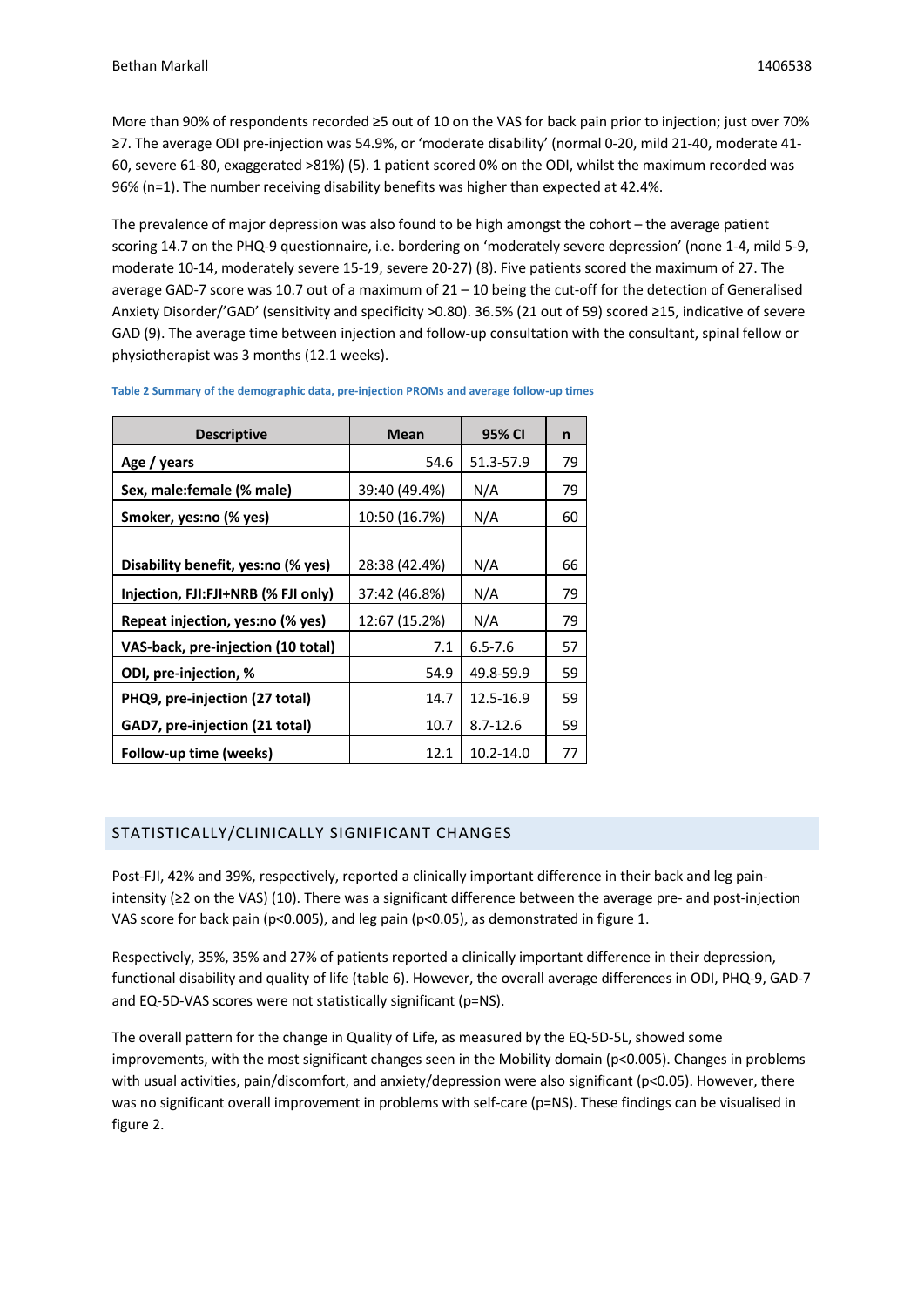More than 90% of respondents recorded ≥5 out of 10 on the VAS for back pain prior to injection; just over 70% ≥7. The average ODI pre-injection was 54.9%, or 'moderate disability' (normal 0-20, mild 21-40, moderate 41-60, severe 61-80, exaggerated >81%) (5). 1 patient scored 0% on the ODI, whilst the maximum recorded was 96% (n=1). The number receiving disability benefits was higher than expected at 42.4%.

The prevalence of major depression was also found to be high amongst the cohort – the average patient scoring 14.7 on the PHQ-9 questionnaire, i.e. bordering on 'moderately severe depression' (none 1-4, mild 5-9, moderate 10-14, moderately severe 15-19, severe 20-27) (8). Five patients scored the maximum of 27. The average GAD-7 score was 10.7 out of a maximum of 21 – 10 being the cut-off for the detection of Generalised Anxiety Disorder/'GAD' (sensitivity and specificity >0.80). 36.5% (21 out of 59) scored ≥15, indicative of severe GAD (9). The average time between injection and follow-up consultation with the consultant, spinal fellow or physiotherapist was 3 months (12.1 weeks).

**Table 2 Summary of the demographic data, pre-injection PROMs and average follow-up times**

| Descriptive | Mean | 95% CI | n |
|---|---|---|---|
| **Age / years** | 54.6 | 51.3-57.9 | 79 |
| **Sex, male:female (% male)** | 39:40 (49.4%) | N/A | 79 |
| **Smoker, yes:no (% yes)** | 10:50 (16.7%) | N/A | 60 |
| **Disability benefit, yes:no (% yes)** | 28:38 (42.4%) | N/A | 66 |
| **Injection, FJI:FJI+NRB (% FJI only)** | 37:42 (46.8%) | N/A | 79 |
| **Repeat injection, yes:no (% yes)** | 12:67 (15.2%) | N/A | 79 |
| **VAS-back, pre-injection (10 total)** | 7.1 | 6.5-7.6 | 57 |
| **ODI, pre-injection, %** | 54.9 | 49.8-59.9 | 59 |
| **PHQ9, pre-injection (27 total)** | 14.7 | 12.5-16.9 | 59 |
| **GAD7, pre-injection (21 total)** | 10.7 | 8.7-12.6 | 59 |
| **Follow-up time (weeks)** | 12.1 | 10.2-14.0 | 77 |

## STATISTICALLY/CLINICALLY SIGNIFICANT CHANGES

Post-FJI, 42% and 39%, respectively, reported a clinically important difference in their back and leg pain-intensity (≥2 on the VAS) (10). There was a significant difference between the average pre- and post-injection VAS score for back pain ($p<0.005$), and leg pain ($p<0.05$), as demonstrated in figure 1.

Respectively, 35%, 35% and 27% of patients reported a clinically important difference in their depression, functional disability and quality of life (table 6). However, the overall average differences in ODI, PHQ-9, GAD-7 and EQ-5D-VAS scores were not statistically significant (p=NS).

The overall pattern for the change in Quality of Life, as measured by the EQ-5D-5L, showed some improvements, with the most significant changes seen in the Mobility domain ($p<0.005$). Changes in problems with usual activities, pain/discomfort, and anxiety/depression were also significant ($p<0.05$). However, there was no significant overall improvement in problems with self-care (p=NS). These findings can be visualised in figure 2.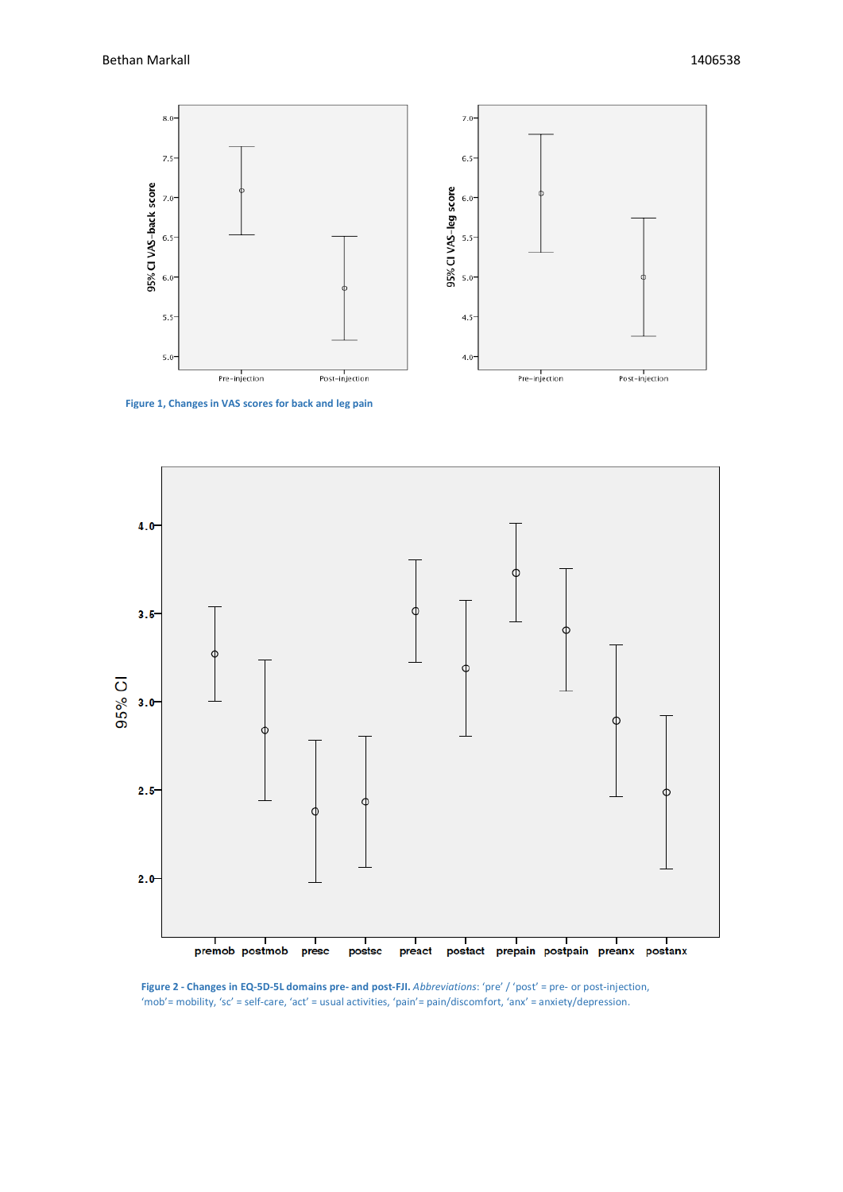Figure 1, Changes in VAS scores for back and leg pain

Figure 2 - Changes in EQ-5D-5L domains pre- and post-FJI. *Abbreviations*: 'pre' / 'post' = pre- or post-injection, 'mob'= mobility, 'sc' = self-care, 'act' = usual activities, 'pain'= pain/discomfort, 'anx' = anxiety/depression.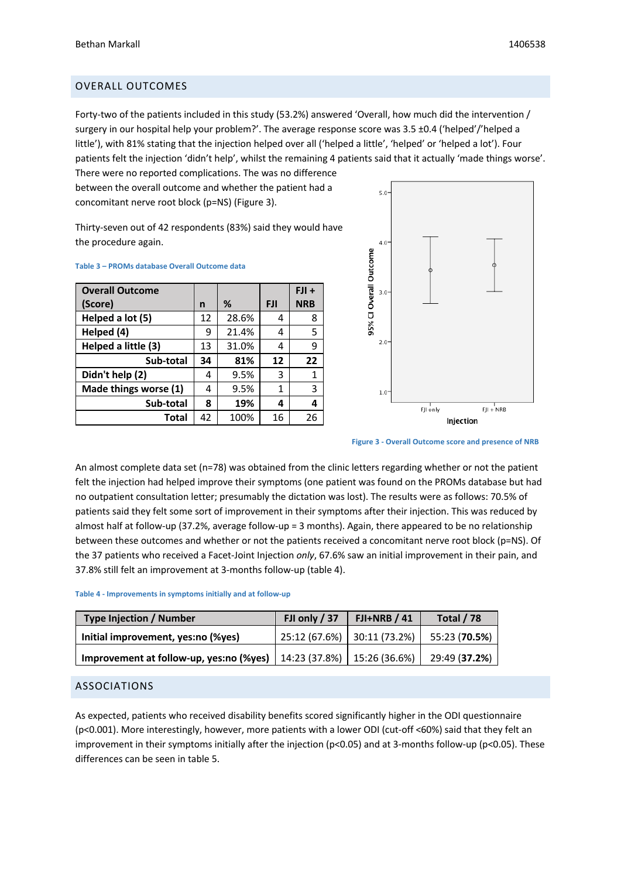## OVERALL OUTCOMES

Forty-two of the patients included in this study (53.2%) answered 'Overall, how much did the intervention / surgery in our hospital help your problem?'. The average response score was 3.5 ±0.4 ('helped'/'helped a little'), with 81% stating that the injection helped over all ('helped a little', 'helped' or 'helped a lot'). Four patients felt the injection 'didn't help', whilst the remaining 4 patients said that it actually 'made things worse'. There were no reported complications. The was no difference between the overall outcome and whether the patient had a concomitant nerve root block (p=NS) (Figure 3).

Thirty-seven out of 42 respondents (83%) said they would have the procedure again.

Table 3 – PROMs database Overall Outcome data

| Overall Outcome (Score) | n | % | FJI | FJI + NRB |
|---|---|---|---|---|
| Helped a lot (5) | 12 | 28.6% | 4 | 8 |
| Helped (4) | 9 | 21.4% | 4 | 5 |
| Helped a little (3) | 13 | 31.0% | 4 | 9 |
| **Sub-total** | **34** | **81%** | **12** | **22** |
| Didn't help (2) | 4 | 9.5% | 3 | 1 |
| Made things worse (1) | 4 | 9.5% | 1 | 3 |
| **Sub-total** | **8** | **19%** | **4** | **4** |
| **Total** | 42 | 100% | 16 | 26 |

Figure 3 - Overall Outcome score and presence of NRB

An almost complete data set (n=78) was obtained from the clinic letters regarding whether or not the patient felt the injection had helped improve their symptoms (one patient was found on the PROMs database but had no outpatient consultation letter; presumably the dictation was lost). The results were as follows: 70.5% of patients said they felt some sort of improvement in their symptoms after their injection. This was reduced by almost half at follow-up (37.2%, average follow-up = 3 months). Again, there appeared to be no relationship between these outcomes and whether or not the patients received a concomitant nerve root block (p=NS). Of the 37 patients who received a Facet-Joint Injection *only*, 67.6% saw an initial improvement in their pain, and 37.8% still felt an improvement at 3-months follow-up (table 4).

Table 4 - Improvements in symptoms initially and at follow-up

| Type Injection / Number | FJI only / 37 | FJI+NRB / 41 | Total / 78 |
|---|---|---|---|
| Initial improvement, yes:no (%yes) | 25:12 (67.6%) | 30:11 (73.2%) | 55:23 (**70.5%**) |
| Improvement at follow-up, yes:no (%yes) | 14:23 (37.8%) | 15:26 (36.6%) | 29:49 (**37.2%**) |

## ASSOCIATIONS

As expected, patients who received disability benefits scored significantly higher in the ODI questionnaire (p<0.001). More interestingly, however, more patients with a lower ODI (cut-off <60%) said that they felt an improvement in their symptoms initially after the injection (p<0.05) and at 3-months follow-up (p<0.05). These differences can be seen in table 5.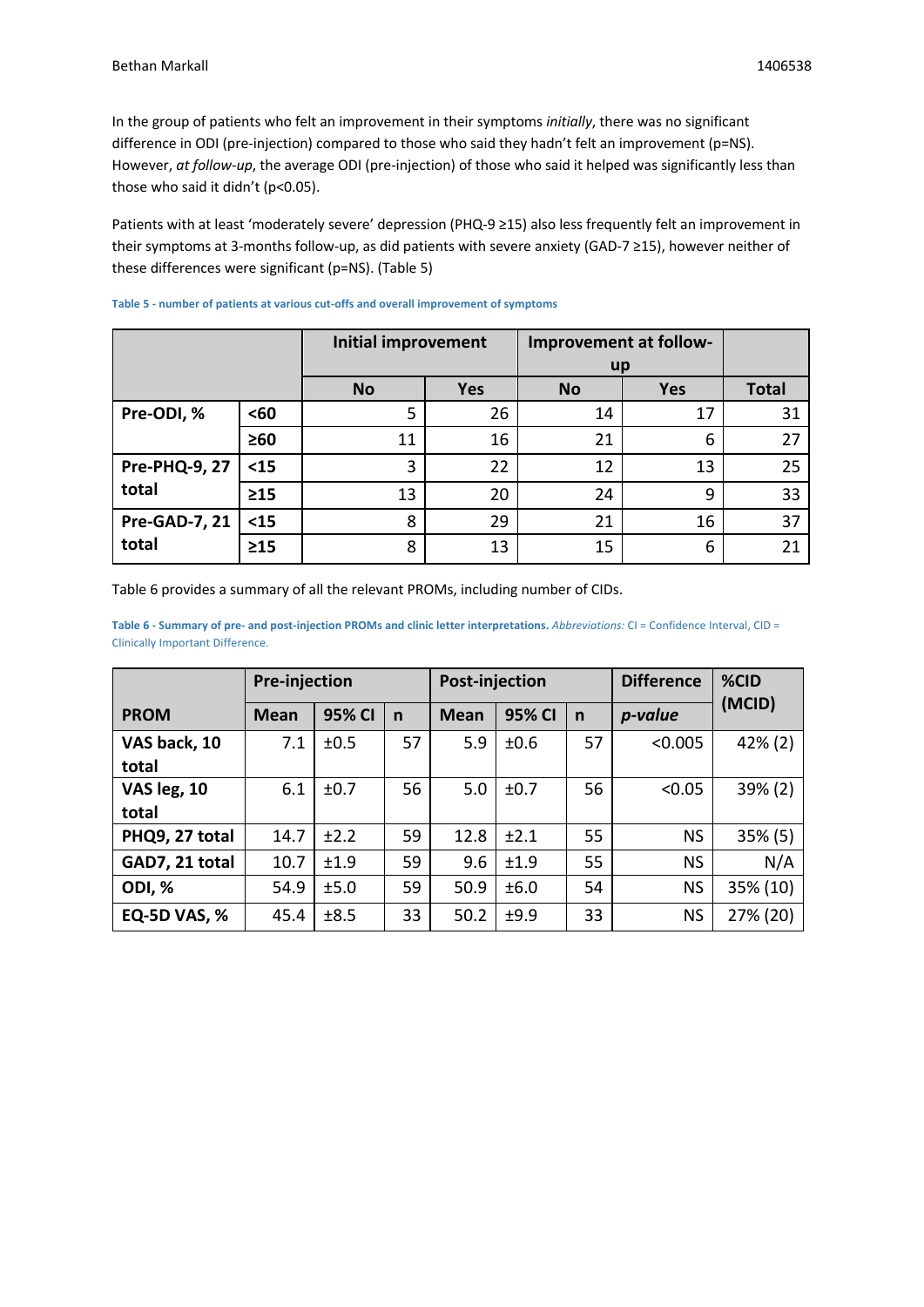In the group of patients who felt an improvement in their symptoms *initially*, there was no significant difference in ODI (pre-injection) compared to those who said they hadn't felt an improvement (p=NS). However, *at follow-up*, the average ODI (pre-injection) of those who said it helped was significantly less than those who said it didn't ($p<0.05$).

Patients with at least 'moderately severe' depression (PHQ-9 ≥15) also less frequently felt an improvement in their symptoms at 3-months follow-up, as did patients with severe anxiety (GAD-7 ≥15), however neither of these differences were significant (p=NS). (Table 5)

**Table 5 - number of patients at various cut-offs and overall improvement of symptoms**

| | | Initial improvement | | Improvement at follow-up | | |
|---|---|---|---|---|---|---|
| | | **No** | **Yes** | **No** | **Yes** | **Total** |
| **Pre-ODI, %** | **<60** | 5 | 26 | 14 | 17 | 31 |
| | **≥60** | 11 | 16 | 21 | 6 | 27 |
| **Pre-PHQ-9, 27 total** | **<15** | 3 | 22 | 12 | 13 | 25 |
| | **≥15** | 13 | 20 | 24 | 9 | 33 |
| **Pre-GAD-7, 21 total** | **<15** | 8 | 29 | 21 | 16 | 37 |
| | **≥15** | 8 | 13 | 15 | 6 | 21 |

Table 6 provides a summary of all the relevant PROMs, including number of CIDs.

**Table 6 - Summary of pre- and post-injection PROMs and clinic letter interpretations.** *Abbreviations:* CI = Confidence Interval, CID = Clinically Important Difference.

| | Pre-injection | | | Post-injection | | | Difference | %CID (MCID) |
|---|---|---|---|---|---|---|---|---|
| **PROM** | **Mean** | **95% CI** | **n** | **Mean** | **95% CI** | **n** | ***p-value*** | |
| **VAS back, 10 total** | 7.1 | ±0.5 | 57 | 5.9 | ±0.6 | 57 | <0.005 | 42% (2) |
| **VAS leg, 10 total** | 6.1 | ±0.7 | 56 | 5.0 | ±0.7 | 56 | <0.05 | 39% (2) |
| **PHQ9, 27 total** | 14.7 | ±2.2 | 59 | 12.8 | ±2.1 | 55 | NS | 35% (5) |
| **GAD7, 21 total** | 10.7 | ±1.9 | 59 | 9.6 | ±1.9 | 55 | NS | N/A |
| **ODI, %** | 54.9 | ±5.0 | 59 | 50.9 | ±6.0 | 54 | NS | 35% (10) |
| **EQ-5D VAS, %** | 45.4 | ±8.5 | 33 | 50.2 | ±9.9 | 33 | NS | 27% (20) |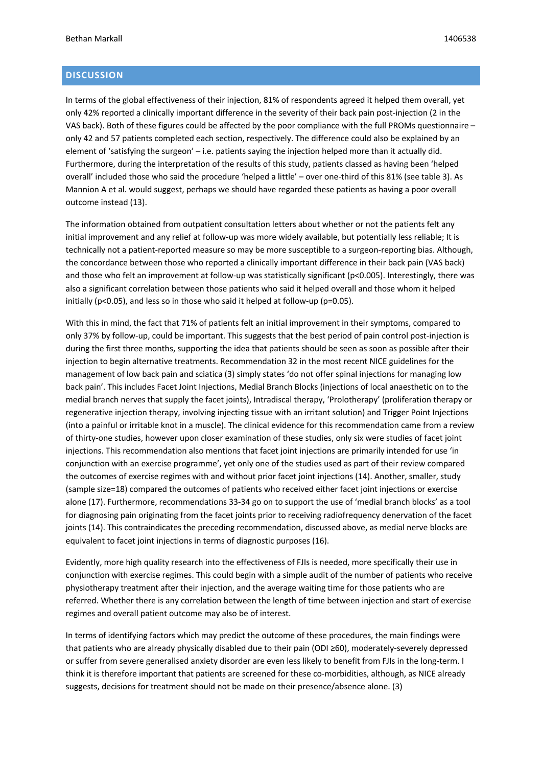## DISCUSSION

In terms of the global effectiveness of their injection, 81% of respondents agreed it helped them overall, yet only 42% reported a clinically important difference in the severity of their back pain post-injection (2 in the VAS back). Both of these figures could be affected by the poor compliance with the full PROMs questionnaire – only 42 and 57 patients completed each section, respectively. The difference could also be explained by an element of 'satisfying the surgeon' – i.e. patients saying the injection helped more than it actually did. Furthermore, during the interpretation of the results of this study, patients classed as having been 'helped overall' included those who said the procedure 'helped a little' – over one-third of this 81% (see table 3). As Mannion A et al. would suggest, perhaps we should have regarded these patients as having a poor overall outcome instead (13).

The information obtained from outpatient consultation letters about whether or not the patients felt any initial improvement and any relief at follow-up was more widely available, but potentially less reliable; It is technically not a patient-reported measure so may be more susceptible to a surgeon-reporting bias. Although, the concordance between those who reported a clinically important difference in their back pain (VAS back) and those who felt an improvement at follow-up was statistically significant ($p<0.005$). Interestingly, there was also a significant correlation between those patients who said it helped overall and those whom it helped initially ($p<0.05$), and less so in those who said it helped at follow-up ($p=0.05$).

With this in mind, the fact that 71% of patients felt an initial improvement in their symptoms, compared to only 37% by follow-up, could be important. This suggests that the best period of pain control post-injection is during the first three months, supporting the idea that patients should be seen as soon as possible after their injection to begin alternative treatments. Recommendation 32 in the most recent NICE guidelines for the management of low back pain and sciatica (3) simply states 'do not offer spinal injections for managing low back pain'. This includes Facet Joint Injections, Medial Branch Blocks (injections of local anaesthetic on to the medial branch nerves that supply the facet joints), Intradiscal therapy, 'Prolotherapy' (proliferation therapy or regenerative injection therapy, involving injecting tissue with an irritant solution) and Trigger Point Injections (into a painful or irritable knot in a muscle). The clinical evidence for this recommendation came from a review of thirty-one studies, however upon closer examination of these studies, only six were studies of facet joint injections. This recommendation also mentions that facet joint injections are primarily intended for use 'in conjunction with an exercise programme', yet only one of the studies used as part of their review compared the outcomes of exercise regimes with and without prior facet joint injections (14). Another, smaller, study (sample size=18) compared the outcomes of patients who received either facet joint injections or exercise alone (17). Furthermore, recommendations 33-34 go on to support the use of 'medial branch blocks' as a tool for diagnosing pain originating from the facet joints prior to receiving radiofrequency denervation of the facet joints (14). This contraindicates the preceding recommendation, discussed above, as medial nerve blocks are equivalent to facet joint injections in terms of diagnostic purposes (16).

Evidently, more high quality research into the effectiveness of FJIs is needed, more specifically their use in conjunction with exercise regimes. This could begin with a simple audit of the number of patients who receive physiotherapy treatment after their injection, and the average waiting time for those patients who are referred. Whether there is any correlation between the length of time between injection and start of exercise regimes and overall patient outcome may also be of interest.

In terms of identifying factors which may predict the outcome of these procedures, the main findings were that patients who are already physically disabled due to their pain (ODI ≥60), moderately-severely depressed or suffer from severe generalised anxiety disorder are even less likely to benefit from FJIs in the long-term. I think it is therefore important that patients are screened for these co-morbidities, although, as NICE already suggests, decisions for treatment should not be made on their presence/absence alone. (3)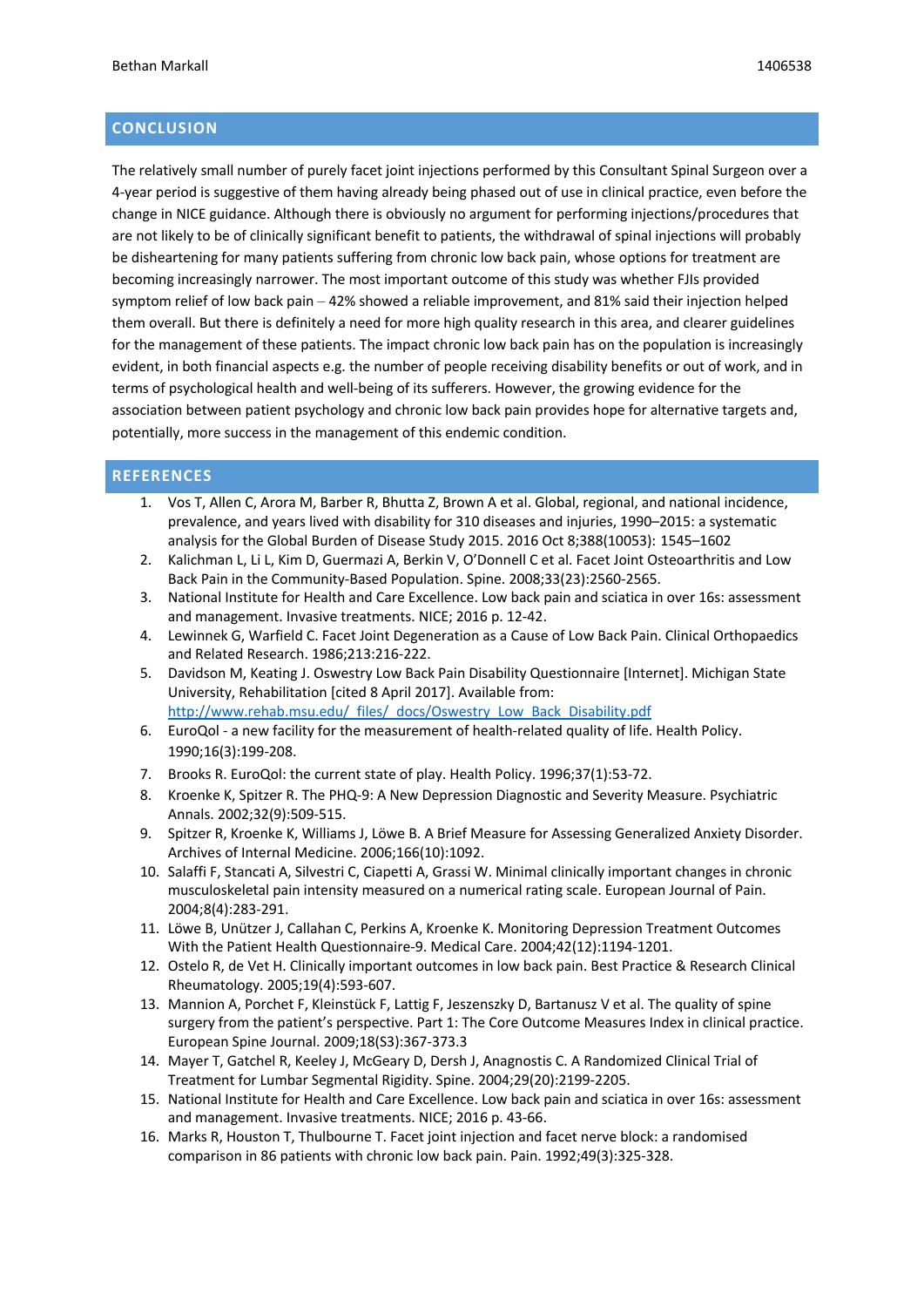## CONCLUSION

The relatively small number of purely facet joint injections performed by this Consultant Spinal Surgeon over a 4-year period is suggestive of them having already being phased out of use in clinical practice, even before the change in NICE guidance. Although there is obviously no argument for performing injections/procedures that are not likely to be of clinically significant benefit to patients, the withdrawal of spinal injections will probably be disheartening for many patients suffering from chronic low back pain, whose options for treatment are becoming increasingly narrower. The most important outcome of this study was whether FJIs provided symptom relief of low back pain – 42% showed a reliable improvement, and 81% said their injection helped them overall. But there is definitely a need for more high quality research in this area, and clearer guidelines for the management of these patients. The impact chronic low back pain has on the population is increasingly evident, in both financial aspects e.g. the number of people receiving disability benefits or out of work, and in terms of psychological health and well-being of its sufferers. However, the growing evidence for the association between patient psychology and chronic low back pain provides hope for alternative targets and, potentially, more success in the management of this endemic condition.

## REFERENCES

1. Vos T, Allen C, Arora M, Barber R, Bhutta Z, Brown A et al. Global, regional, and national incidence, prevalence, and years lived with disability for 310 diseases and injuries, 1990–2015: a systematic analysis for the Global Burden of Disease Study 2015. 2016 Oct 8;388(10053): 1545–1602
2. Kalichman L, Li L, Kim D, Guermazi A, Berkin V, O'Donnell C et al. Facet Joint Osteoarthritis and Low Back Pain in the Community-Based Population. Spine. 2008;33(23):2560-2565.
3. National Institute for Health and Care Excellence. Low back pain and sciatica in over 16s: assessment and management. Invasive treatments. NICE; 2016 p. 12-42.
4. Lewinnek G, Warfield C. Facet Joint Degeneration as a Cause of Low Back Pain. Clinical Orthopaedics and Related Research. 1986;213:216-222.
5. Davidson M, Keating J. Oswestry Low Back Pain Disability Questionnaire [Internet]. Michigan State University, Rehabilitation [cited 8 April 2017]. Available from: http://www.rehab.msu.edu/_files/_docs/Oswestry_Low_Back_Disability.pdf
6. EuroQol - a new facility for the measurement of health-related quality of life. Health Policy. 1990;16(3):199-208.
7. Brooks R. EuroQol: the current state of play. Health Policy. 1996;37(1):53-72.
8. Kroenke K, Spitzer R. The PHQ-9: A New Depression Diagnostic and Severity Measure. Psychiatric Annals. 2002;32(9):509-515.
9. Spitzer R, Kroenke K, Williams J, Löwe B. A Brief Measure for Assessing Generalized Anxiety Disorder. Archives of Internal Medicine. 2006;166(10):1092.
10. Salaffi F, Stancati A, Silvestri C, Ciapetti A, Grassi W. Minimal clinically important changes in chronic musculoskeletal pain intensity measured on a numerical rating scale. European Journal of Pain. 2004;8(4):283-291.
11. Löwe B, Unützer J, Callahan C, Perkins A, Kroenke K. Monitoring Depression Treatment Outcomes With the Patient Health Questionnaire-9. Medical Care. 2004;42(12):1194-1201.
12. Ostelo R, de Vet H. Clinically important outcomes in low back pain. Best Practice & Research Clinical Rheumatology. 2005;19(4):593-607.
13. Mannion A, Porchet F, Kleinstück F, Lattig F, Jeszenszky D, Bartanusz V et al. The quality of spine surgery from the patient's perspective. Part 1: The Core Outcome Measures Index in clinical practice. European Spine Journal. 2009;18(S3):367-373.3
14. Mayer T, Gatchel R, Keeley J, McGeary D, Dersh J, Anagnostis C. A Randomized Clinical Trial of Treatment for Lumbar Segmental Rigidity. Spine. 2004;29(20):2199-2205.
15. National Institute for Health and Care Excellence. Low back pain and sciatica in over 16s: assessment and management. Invasive treatments. NICE; 2016 p. 43-66.
16. Marks R, Houston T, Thulbourne T. Facet joint injection and facet nerve block: a randomised comparison in 86 patients with chronic low back pain. Pain. 1992;49(3):325-328.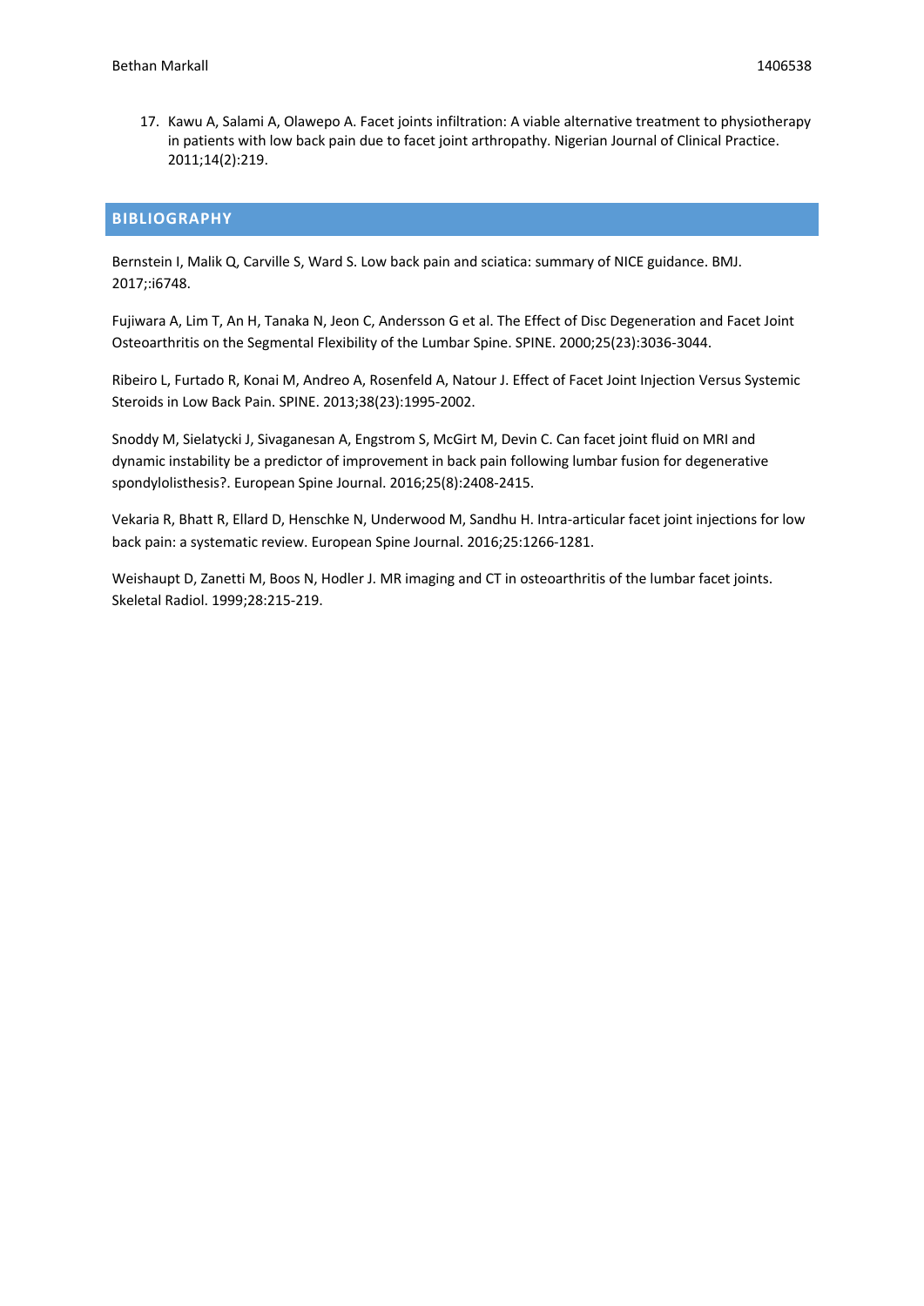17. Kawu A, Salami A, Olawepo A. Facet joints infiltration: A viable alternative treatment to physiotherapy in patients with low back pain due to facet joint arthropathy. Nigerian Journal of Clinical Practice. 2011;14(2):219.

## BIBLIOGRAPHY

Bernstein I, Malik Q, Carville S, Ward S. Low back pain and sciatica: summary of NICE guidance. BMJ. 2017;:i6748.

Fujiwara A, Lim T, An H, Tanaka N, Jeon C, Andersson G et al. The Effect of Disc Degeneration and Facet Joint Osteoarthritis on the Segmental Flexibility of the Lumbar Spine. SPINE. 2000;25(23):3036-3044.

Ribeiro L, Furtado R, Konai M, Andreo A, Rosenfeld A, Natour J. Effect of Facet Joint Injection Versus Systemic Steroids in Low Back Pain. SPINE. 2013;38(23):1995-2002.

Snoddy M, Sielatycki J, Sivaganesan A, Engstrom S, McGirt M, Devin C. Can facet joint fluid on MRI and dynamic instability be a predictor of improvement in back pain following lumbar fusion for degenerative spondylolisthesis?. European Spine Journal. 2016;25(8):2408-2415.

Vekaria R, Bhatt R, Ellard D, Henschke N, Underwood M, Sandhu H. Intra-articular facet joint injections for low back pain: a systematic review. European Spine Journal. 2016;25:1266-1281.

Weishaupt D, Zanetti M, Boos N, Hodler J. MR imaging and CT in osteoarthritis of the lumbar facet joints. Skeletal Radiol. 1999;28:215-219.